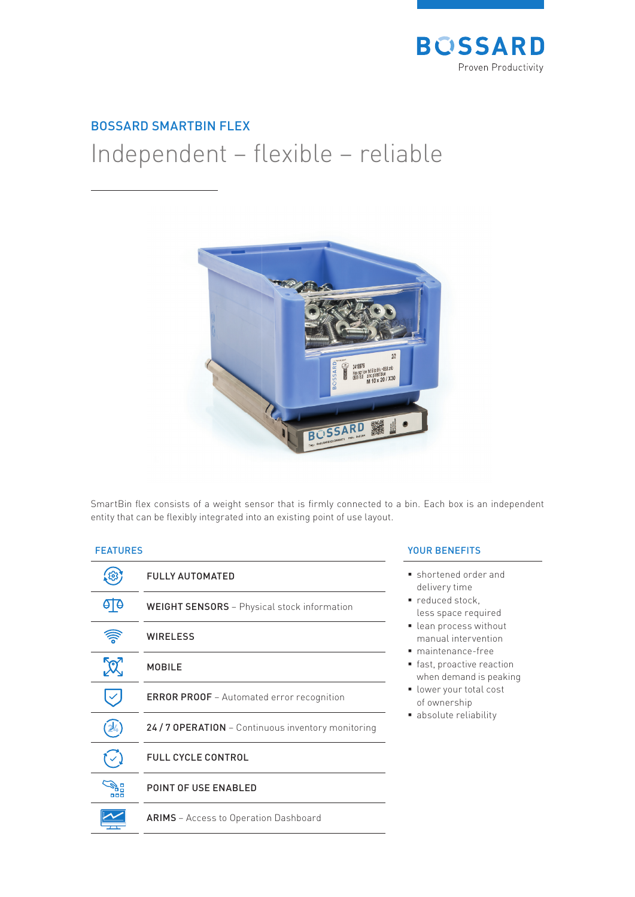BOSSARD
Proven Productivity

## BOSSARD SMARTBIN FLEX

# Independent – flexible – reliable

SmartBin flex consists of a weight sensor that is firmly connected to a bin. Each box is an independent entity that can be flexibly integrated into an existing point of use layout.

### FEATURES

- **FULLY AUTOMATED**
- **WEIGHT SENSORS** – Physical stock information
- **WIRELESS**
- **MOBILE**
- **ERROR PROOF** – Automated error recognition
- **24 / 7 OPERATION** – Continuous inventory monitoring
- **FULL CYCLE CONTROL**
- **POINT OF USE ENABLED**
- **ARIMS** – Access to Operation Dashboard

### YOUR BENEFITS

- shortened order and delivery time
- reduced stock, less space required
- lean process without manual intervention
- maintenance-free
- fast, proactive reaction when demand is peaking
- lower your total cost of ownership
- absolute reliability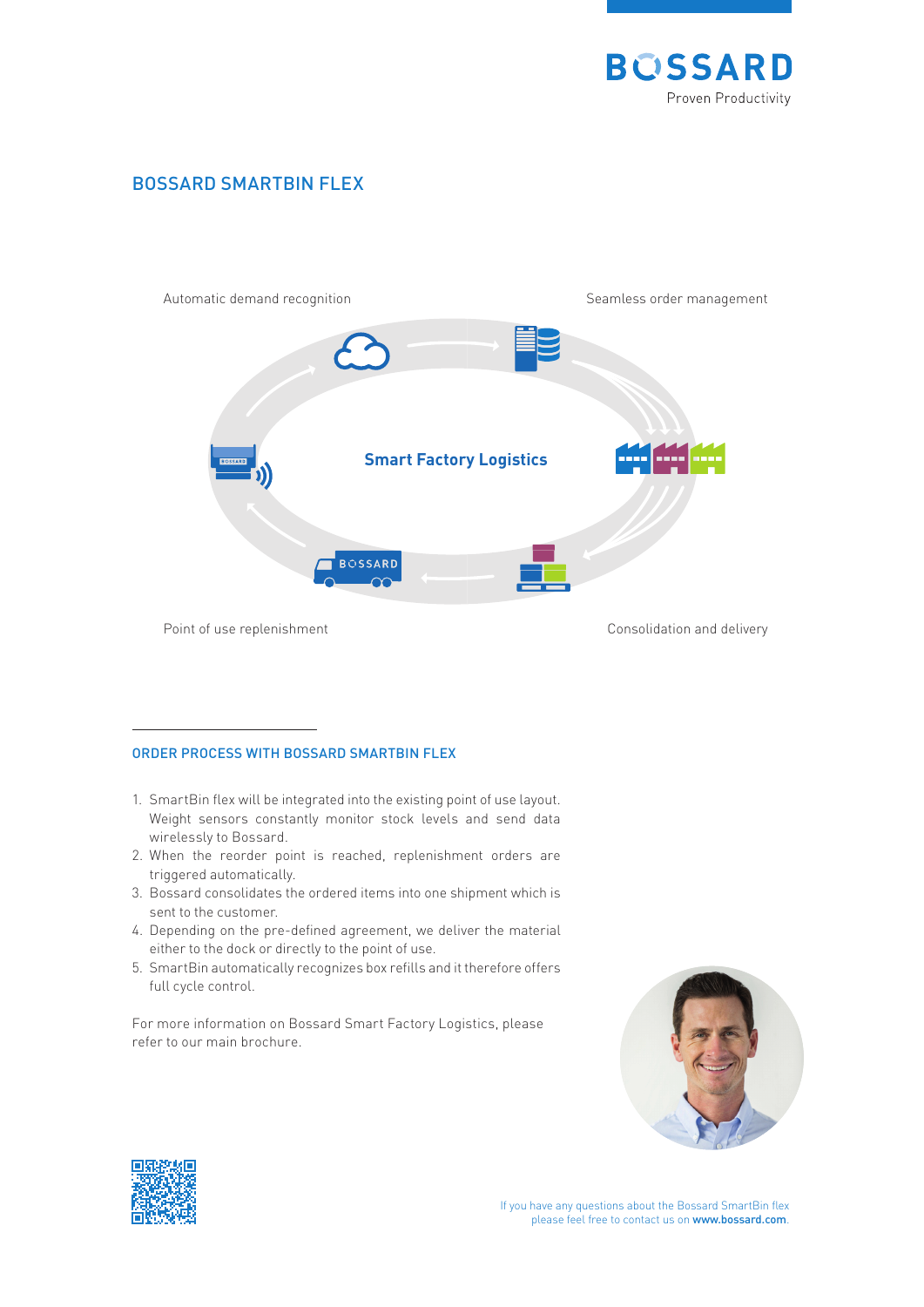BOSSARD
Proven Productivity

## BOSSARD SMARTBIN FLEX

Automatic demand recognition

Seamless order management

Smart Factory Logistics

Point of use replenishment

Consolidation and delivery

### ORDER PROCESS WITH BOSSARD SMARTBIN FLEX

1. SmartBin flex will be integrated into the existing point of use layout. Weight sensors constantly monitor stock levels and send data wirelessly to Bossard.
2. When the reorder point is reached, replenishment orders are triggered automatically.
3. Bossard consolidates the ordered items into one shipment which is sent to the customer.
4. Depending on the pre-defined agreement, we deliver the material either to the dock or directly to the point of use.
5. SmartBin automatically recognizes box refills and it therefore offers full cycle control.

For more information on Bossard Smart Factory Logistics, please refer to our main brochure.

If you have any questions about the Bossard SmartBin flex please feel free to contact us on **www.bossard.com**.